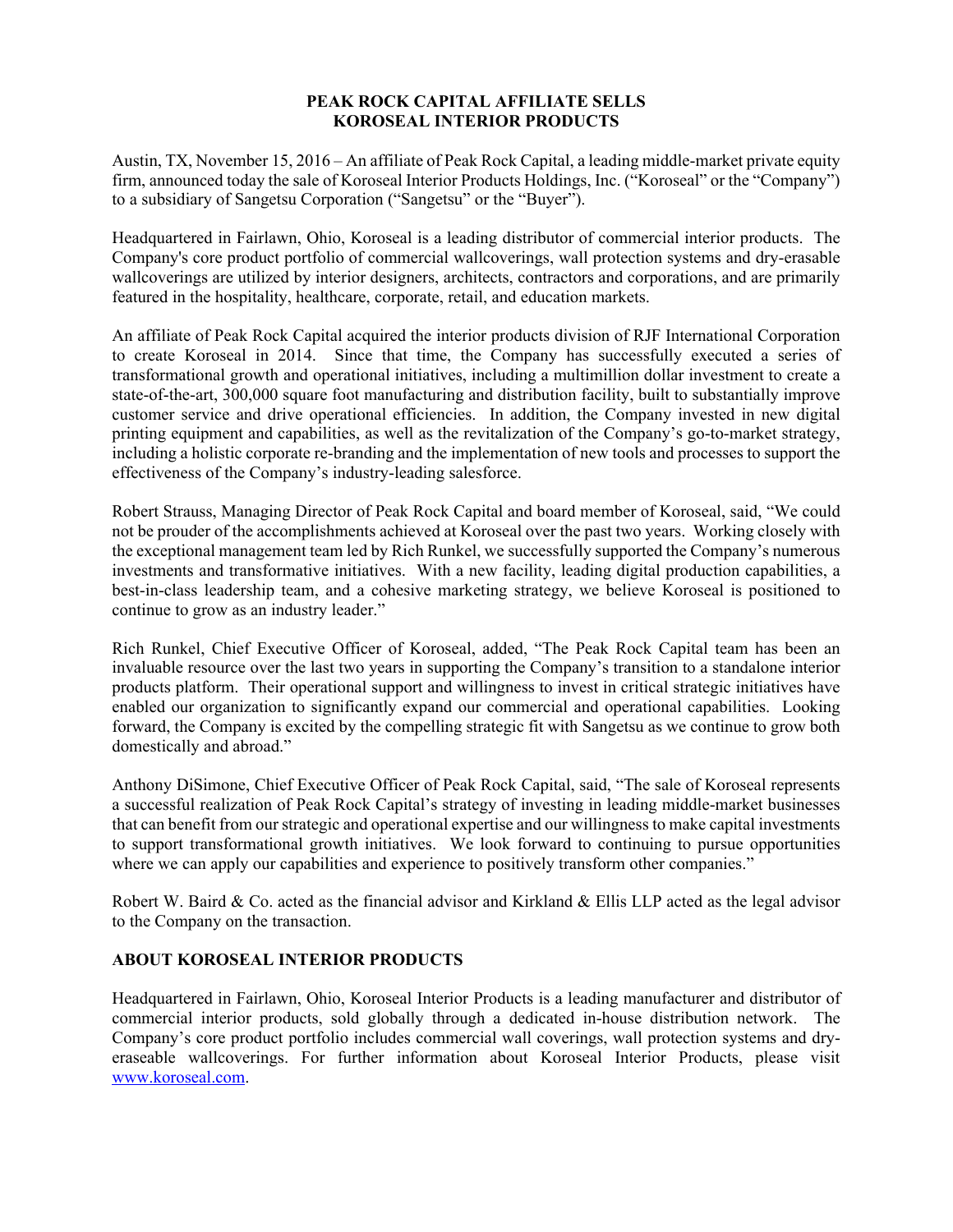# PEAK ROCK CAPITAL AFFILIATE SELLS KOROSEAL INTERIOR PRODUCTS

Austin, TX, November 15, 2016 – An affiliate of Peak Rock Capital, a leading middle-market private equity firm, announced today the sale of Koroseal Interior Products Holdings, Inc. ("Koroseal" or the "Company") to a subsidiary of Sangetsu Corporation ("Sangetsu" or the "Buyer").

Headquartered in Fairlawn, Ohio, Koroseal is a leading distributor of commercial interior products. The Company's core product portfolio of commercial wallcoverings, wall protection systems and dry-erasable wallcoverings are utilized by interior designers, architects, contractors and corporations, and are primarily featured in the hospitality, healthcare, corporate, retail, and education markets.

An affiliate of Peak Rock Capital acquired the interior products division of RJF International Corporation to create Koroseal in 2014. Since that time, the Company has successfully executed a series of transformational growth and operational initiatives, including a multimillion dollar investment to create a state-of-the-art, 300,000 square foot manufacturing and distribution facility, built to substantially improve customer service and drive operational efficiencies. In addition, the Company invested in new digital printing equipment and capabilities, as well as the revitalization of the Company's go-to-market strategy, including a holistic corporate re-branding and the implementation of new tools and processes to support the effectiveness of the Company's industry-leading salesforce.

Robert Strauss, Managing Director of Peak Rock Capital and board member of Koroseal, said, "We could not be prouder of the accomplishments achieved at Koroseal over the past two years. Working closely with the exceptional management team led by Rich Runkel, we successfully supported the Company's numerous investments and transformative initiatives. With a new facility, leading digital production capabilities, a best-in-class leadership team, and a cohesive marketing strategy, we believe Koroseal is positioned to continue to grow as an industry leader."

Rich Runkel, Chief Executive Officer of Koroseal, added, "The Peak Rock Capital team has been an invaluable resource over the last two years in supporting the Company's transition to a standalone interior products platform. Their operational support and willingness to invest in critical strategic initiatives have enabled our organization to significantly expand our commercial and operational capabilities. Looking forward, the Company is excited by the compelling strategic fit with Sangetsu as we continue to grow both domestically and abroad."

Anthony DiSimone, Chief Executive Officer of Peak Rock Capital, said, "The sale of Koroseal represents a successful realization of Peak Rock Capital's strategy of investing in leading middle-market businesses that can benefit from our strategic and operational expertise and our willingness to make capital investments to support transformational growth initiatives. We look forward to continuing to pursue opportunities where we can apply our capabilities and experience to positively transform other companies."

Robert W. Baird & Co. acted as the financial advisor and Kirkland & Ellis LLP acted as the legal advisor to the Company on the transaction.

## ABOUT KOROSEAL INTERIOR PRODUCTS

Headquartered in Fairlawn, Ohio, Koroseal Interior Products is a leading manufacturer and distributor of commercial interior products, sold globally through a dedicated in-house distribution network. The Company's core product portfolio includes commercial wall coverings, wall protection systems and dry-eraseable wallcoverings. For further information about Koroseal Interior Products, please visit [www.koroseal.com](http://www.koroseal.com).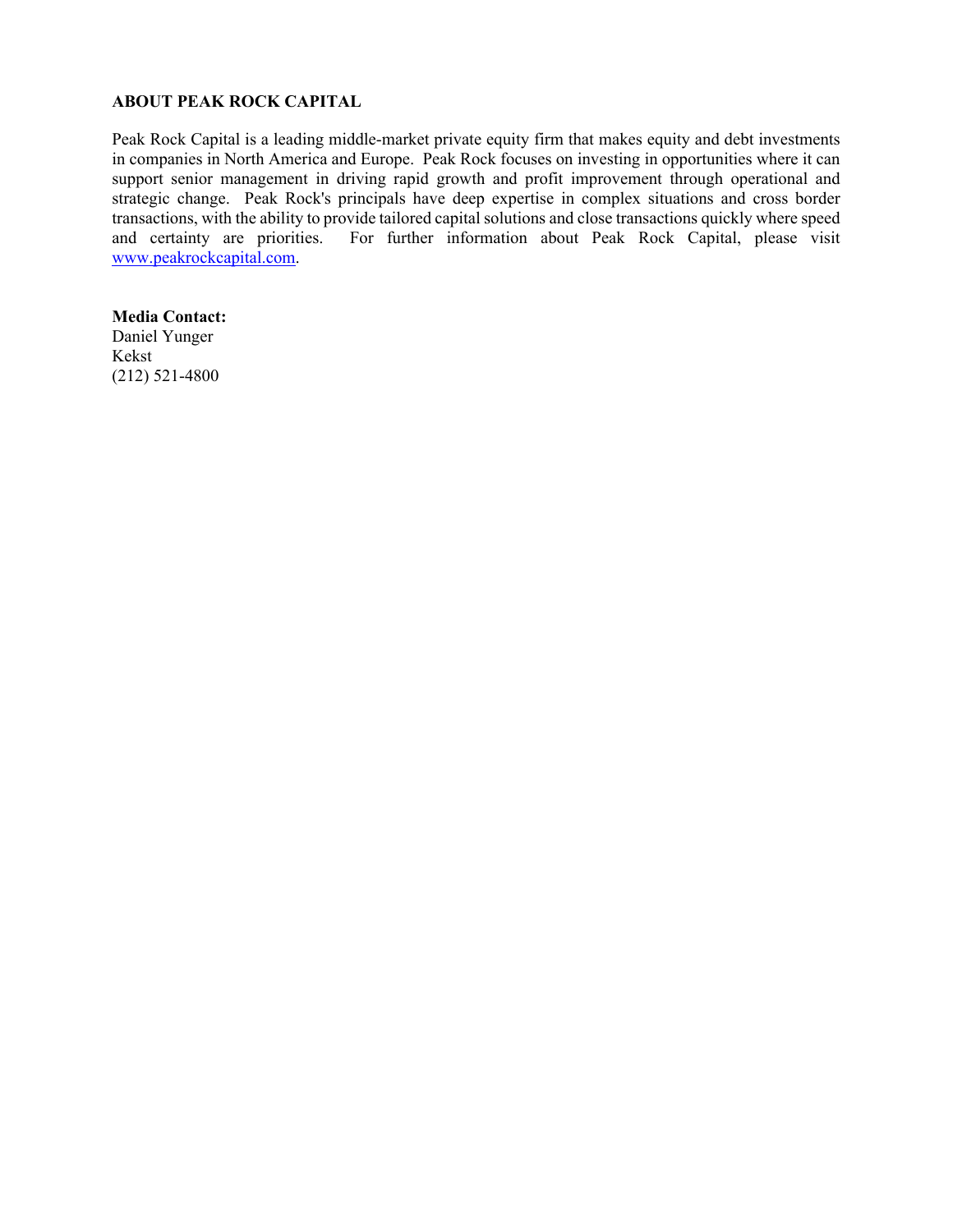## ABOUT PEAK ROCK CAPITAL

Peak Rock Capital is a leading middle-market private equity firm that makes equity and debt investments in companies in North America and Europe. Peak Rock focuses on investing in opportunities where it can support senior management in driving rapid growth and profit improvement through operational and strategic change. Peak Rock's principals have deep expertise in complex situations and cross border transactions, with the ability to provide tailored capital solutions and close transactions quickly where speed and certainty are priorities. For further information about Peak Rock Capital, please visit www.peakrockcapital.com.

**Media Contact:**
Daniel Yunger
Kekst
(212) 521-4800